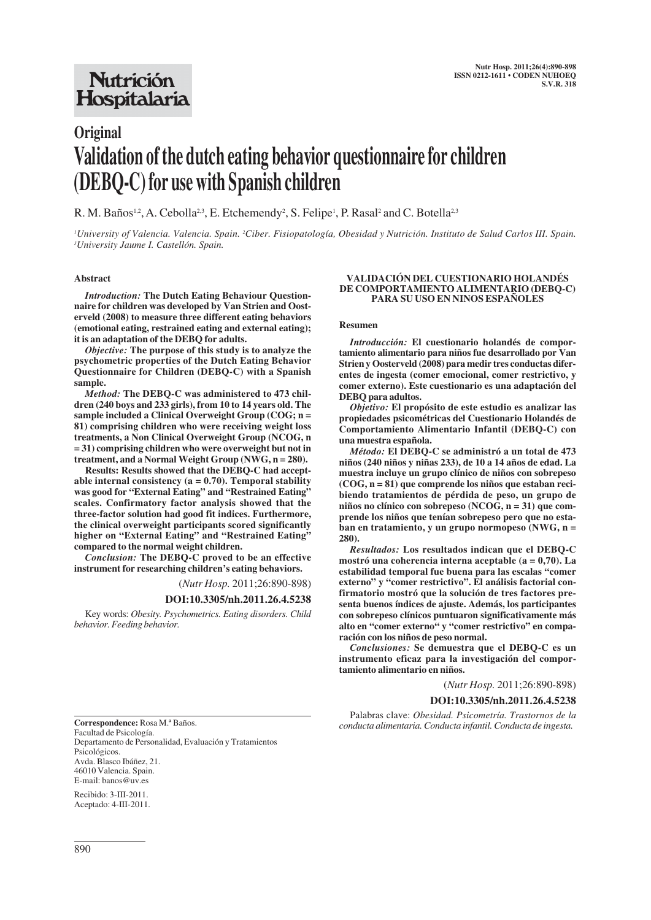# Original

# Validation of the dutch eating behavior questionnaire for children (DEBQ-C) for use with Spanish children

R. M. Baños[1,2], A. Cebolla[2,3], E. Etchemendy[2], S. Felipe[1], P. Rasal[2] and C. Botella[2,3]

[1]University of Valencia. Valencia. Spain. [2]Ciber. Fisiopatología, Obesidad y Nutrición. Instituto de Salud Carlos III. Spain. [3]University Jaume I. Castellón. Spain.

## Abstract

***Introduction:*** **The Dutch Eating Behaviour Questionnaire for children was developed by Van Strien and Oosterveld (2008) to measure three different eating behaviors (emotional eating, restrained eating and external eating); it is an adaptation of the DEBQ for adults.**

***Objective:*** **The purpose of this study is to analyze the psychometric properties of the Dutch Eating Behavior Questionnaire for Children (DEBQ-C) with a Spanish sample.**

***Method:*** **The DEBQ-C was administered to 473 children (240 boys and 233 girls), from 10 to 14 years old. The sample included a Clinical Overweight Group (COG; n = 81) comprising children who were receiving weight loss treatments, a Non Clinical Overweight Group (NCOG, n = 31) comprising children who were overweight but not in treatment, and a Normal Weight Group (NWG, n = 280).**

**Results: Results showed that the DEBQ-C had acceptable internal consistency (a = 0.70). Temporal stability was good for "External Eating" and "Restrained Eating" scales. Confirmatory factor analysis showed that the three-factor solution had good fit indices. Furthermore, the clinical overweight participants scored significantly higher on "External Eating" and "Restrained Eating" compared to the normal weight children.**

***Conclusion:*** **The DEBQ-C proved to be an effective instrument for researching children's eating behaviors.**

(*Nutr Hosp.* 2011;26:890-898)

**DOI:10.3305/nh.2011.26.4.5238**

Key words: *Obesity. Psychometrics. Eating disorders. Child behavior. Feeding behavior.*

## VALIDACIÓN DEL CUESTIONARIO HOLANDÉS DE COMPORTAMIENTO ALIMENTARIO (DEBQ-C) PARA SU USO EN NINOS ESPAÑOLES

### Resumen

***Introducción:*** **El cuestionario holandés de comportamiento alimentario para niños fue desarrollado por Van Strien y Oosterveld (2008) para medir tres conductas diferentes de ingesta (comer emocional, comer restrictivo, y comer externo). Este cuestionario es una adaptación del DEBQ para adultos.**

***Objetivo:*** **El propósito de este estudio es analizar las propiedades psicométricas del Cuestionario Holandés de Comportamiento Alimentario Infantil (DEBQ-C) con una muestra española.**

***Método:*** **El DEBQ-C se administró a un total de 473 niños (240 niños y niñas 233), de 10 a 14 años de edad. La muestra incluye un grupo clínico de niños con sobrepeso (COG, n = 81) que comprende los niños que estaban recibiendo tratamientos de pérdida de peso, un grupo de niños no clínico con sobrepeso (NCOG, n = 31) que comprende los niños que tenían sobrepeso pero que no estaban en tratamiento, y un grupo normopeso (NWG, n = 280).**

***Resultados:*** **Los resultados indican que el DEBQ-C mostró una coherencia interna aceptable (a = 0,70). La estabilidad temporal fue buena para las escalas "comer externo" y "comer restrictivo". El análisis factorial confirmatorio mostró que la solución de tres factores presenta buenos índices de ajuste. Además, los participantes con sobrepeso clínicos puntuaron significativamente más alto en "comer externo" y "comer restrictivo" en comparación con los niños de peso normal.**

***Conclusiones:*** **Se demuestra que el DEBQ-C es un instrumento eficaz para la investigación del comportamiento alimentario en niños.**

(*Nutr Hosp.* 2011;26:890-898)

**DOI:10.3305/nh.2011.26.4.5238**

Palabras clave: *Obesidad. Psicometría. Trastornos de la conducta alimentaria. Conducta infantil. Conducta de ingesta.*

---

**Correspondence:** Rosa M.ª Baños.
Facultad de Psicología.
Departamento de Personalidad, Evaluación y Tratamientos Psicológicos.
Avda. Blasco Ibáñez, 21.
46010 Valencia. Spain.
E-mail: banos@uv.es

Recibido: 3-III-2011.
Aceptado: 4-III-2011.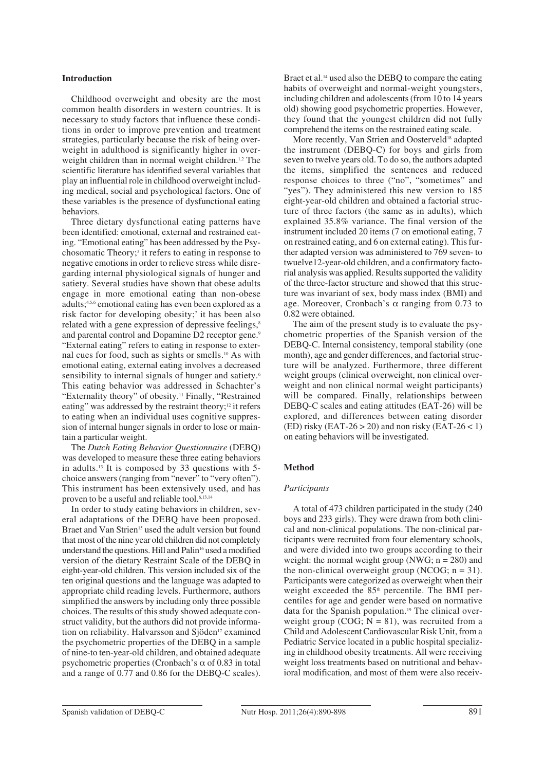## Introduction

Childhood overweight and obesity are the most common health disorders in western countries. It is necessary to study factors that influence these conditions in order to improve prevention and treatment strategies, particularly because the risk of being overweight in adulthood is significantly higher in overweight children than in normal weight children.[1,2] The scientific literature has identified several variables that play an influential role in childhood overweight including medical, social and psychological factors. One of these variables is the presence of dysfunctional eating behaviors.

Three dietary dysfunctional eating patterns have been identified: emotional, external and restrained eating. "Emotional eating" has been addressed by the Psychosomatic Theory;[3] it refers to eating in response to negative emotions in order to relieve stress while disregarding internal physiological signals of hunger and satiety. Several studies have shown that obese adults engage in more emotional eating than non-obese adults;[4,5,6] emotional eating has even been explored as a risk factor for developing obesity;[7] it has been also related with a gene expression of depressive feelings,[8] and parental control and Dopamine D2 receptor gene.[9] "External eating" refers to eating in response to external cues for food, such as sights or smells.[10] As with emotional eating, external eating involves a decreased sensibility to internal signals of hunger and satiety.[6] This eating behavior was addressed in Schachter's "Externality theory" of obesity.[11] Finally, "Restrained eating" was addressed by the restraint theory;[12] it refers to eating when an individual uses cognitive suppression of internal hunger signals in order to lose or maintain a particular weight.

The *Dutch Eating Behavior Questionnaire* (DEBQ) was developed to measure these three eating behaviors in adults.[13] It is composed by 33 questions with 5-choice answers (ranging from "never" to "very often"). This instrument has been extensively used, and has proven to be a useful and reliable tool.[6,13,14]

In order to study eating behaviors in children, several adaptations of the DEBQ have been proposed. Braet and Van Strien[15] used the adult version but found that most of the nine year old children did not completely understand the questions. Hill and Palin[16] used a modified version of the dietary Restraint Scale of the DEBQ in eight-year-old children. This version included six of the ten original questions and the language was adapted to appropriate child reading levels. Furthermore, authors simplified the answers by including only three possible choices. The results of this study showed adequate construct validity, but the authors did not provide information on reliability. Halvarsson and Sjöden[17] examined the psychometric properties of the DEBQ in a sample of nine-to ten-year-old children, and obtained adequate psychometric properties (Cronbach's $\alpha$ of 0.83 in total and a range of 0.77 and 0.86 for the DEBQ-C scales). Braet et al.[14] used also the DEBQ to compare the eating habits of overweight and normal-weight youngsters, including children and adolescents (from 10 to 14 years old) showing good psychometric properties. However, they found that the youngest children did not fully comprehend the items on the restrained eating scale.

More recently, Van Strien and Oosterveld[18] adapted the instrument (DEBQ-C) for boys and girls from seven to twelve years old. To do so, the authors adapted the items, simplified the sentences and reduced response choices to three ("no", "sometimes" and "yes"). They administered this new version to 185 eight-year-old children and obtained a factorial structure of three factors (the same as in adults), which explained 35.8% variance. The final version of the instrument included 20 items (7 on emotional eating, 7 on restrained eating, and 6 on external eating). This further adapted version was administered to 769 seven- to twuelve12-year-old children, and a confirmatory factorial analysis was applied. Results supported the validity of the three-factor structure and showed that this structure was invariant of sex, body mass index (BMI) and age. Moreover, Cronbach's $\alpha$ ranging from 0.73 to 0.82 were obtained.

The aim of the present study is to evaluate the psychometric properties of the Spanish version of the DEBQ-C. Internal consistency, temporal stability (one month), age and gender differences, and factorial structure will be analyzed. Furthermore, three different weight groups (clinical overweight, non clinical overweight and non clinical normal weight participants) will be compared. Finally, relationships between DEBQ-C scales and eating attitudes (EAT-26) will be explored, and differences between eating disorder (ED) risky (EAT-26 > 20) and non risky (EAT-26 < 1) on eating behaviors will be investigated.

## Method

### *Participants*

A total of 473 children participated in the study (240 boys and 233 girls). They were drawn from both clinical and non-clinical populations. The non-clinical participants were recruited from four elementary schools, and were divided into two groups according to their weight: the normal weight group (NWG; n = 280) and the non-clinical overweight group (NCOG; n = 31). Participants were categorized as overweight when their weight exceeded the 85[th] percentile. The BMI percentiles for age and gender were based on normative data for the Spanish population.[19] The clinical overweight group (COG; N = 81), was recruited from a Child and Adolescent Cardiovascular Risk Unit, from a Pediatric Service located in a public hospital specializing in childhood obesity treatments. All were receiving weight loss treatments based on nutritional and behavioral modification, and most of them were also receiv-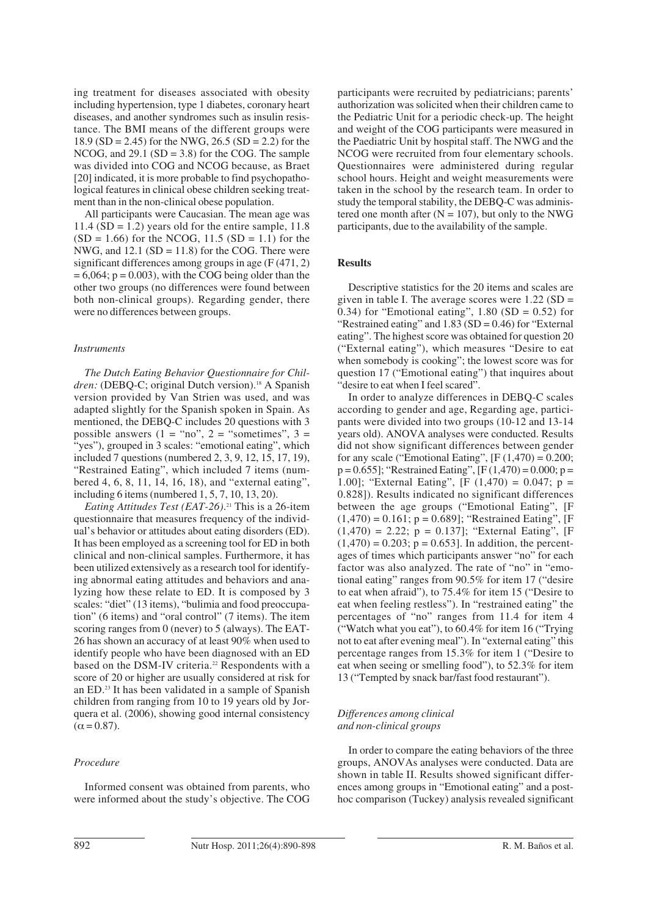ing treatment for diseases associated with obesity including hypertension, type 1 diabetes, coronary heart diseases, and another syndromes such as insulin resistance. The BMI means of the different groups were 18.9 (SD = 2.45) for the NWG, 26.5 (SD = 2.2) for the NCOG, and 29.1 (SD = 3.8) for the COG. The sample was divided into COG and NCOG because, as Braet [20] indicated, it is more probable to find psychopathological features in clinical obese children seeking treatment than in the non-clinical obese population.

All participants were Caucasian. The mean age was 11.4 (SD = 1.2) years old for the entire sample, 11.8 (SD = 1.66) for the NCOG, 11.5 (SD = 1.1) for the NWG, and 12.1 (SD = 11.8) for the COG. There were significant differences among groups in age ($F (471, 2) = 6,064$; $p = 0.003$), with the COG being older than the other two groups (no differences were found between both non-clinical groups). Regarding gender, there were no differences between groups.

### *Instruments*

*The Dutch Eating Behavior Questionnaire for Children:* (DEBQ-C; original Dutch version).[18] A Spanish version provided by Van Strien was used, and was adapted slightly for the Spanish spoken in Spain. As mentioned, the DEBQ-C includes 20 questions with 3 possible answers (1 = "no", 2 = "sometimes", 3 = "yes"), grouped in 3 scales: "emotional eating", which included 7 questions (numbered 2, 3, 9, 12, 15, 17, 19), "Restrained Eating", which included 7 items (numbered 4, 6, 8, 11, 14, 16, 18), and "external eating", including 6 items (numbered 1, 5, 7, 10, 13, 20).

*Eating Attitudes Test (EAT-26).*[21] This is a 26-item questionnaire that measures frequency of the individual's behavior or attitudes about eating disorders (ED). It has been employed as a screening tool for ED in both clinical and non-clinical samples. Furthermore, it has been utilized extensively as a research tool for identifying abnormal eating attitudes and behaviors and analyzing how these relate to ED. It is composed by 3 scales: "diet" (13 items), "bulimia and food preoccupation" (6 items) and "oral control" (7 items). The item scoring ranges from 0 (never) to 5 (always). The EAT-26 has shown an accuracy of at least 90% when used to identify people who have been diagnosed with an ED based on the DSM-IV criteria.[22] Respondents with a score of 20 or higher are usually considered at risk for an ED.[23] It has been validated in a sample of Spanish children from ranging from 10 to 19 years old by Jorquera et al. (2006), showing good internal consistency ($\alpha = 0.87$).

### *Procedure*

Informed consent was obtained from parents, who were informed about the study's objective. The COG participants were recruited by pediatricians; parents' authorization was solicited when their children came to the Pediatric Unit for a periodic check-up. The height and weight of the COG participants were measured in the Paediatric Unit by hospital staff. The NWG and the NCOG were recruited from four elementary schools. Questionnaires were administered during regular school hours. Height and weight measurements were taken in the school by the research team. In order to study the temporal stability, the DEBQ-C was administered one month after (N = 107), but only to the NWG participants, due to the availability of the sample.

## Results

Descriptive statistics for the 20 items and scales are given in table I. The average scores were 1.22 (SD = 0.34) for "Emotional eating", 1.80 (SD = 0.52) for "Restrained eating" and 1.83 (SD = 0.46) for "External eating". The highest score was obtained for question 20 ("External eating"), which measures "Desire to eat when somebody is cooking"; the lowest score was for question 17 ("Emotional eating") that inquires about "desire to eat when I feel scared".

In order to analyze differences in DEBQ-C scales according to gender and age, Regarding age, participants were divided into two groups (10-12 and 13-14 years old). ANOVA analyses were conducted. Results did not show significant differences between gender for any scale ("Emotional Eating", [$F (1,470) = 0.200$; $p = 0.655$]; "Restrained Eating", [$F (1,470) = 0.000$; $p = 1.00$]; "External Eating", [$F (1,470) = 0.047$; $p = 0.828$]). Results indicated no significant differences between the age groups ("Emotional Eating", [$F (1,470) = 0.161$; $p = 0.689$]; "Restrained Eating", [$F (1,470) = 2.22$; $p = 0.137$]; "External Eating", [$F (1,470) = 0.203$; $p = 0.653$]. In addition, the percentages of times which participants answer "no" for each factor was also analyzed. The rate of "no" in "emotional eating" ranges from 90.5% for item 17 ("desire to eat when afraid"), to 75.4% for item 15 ("Desire to eat when feeling restless"). In "restrained eating" the percentages of "no" ranges from 11.4 for item 4 ("Watch what you eat"), to 60.4% for item 16 ("Trying not to eat after evening meal"). In "external eating" this percentage ranges from 15.3% for item 1 ("Desire to eat when seeing or smelling food"), to 52.3% for item 13 ("Tempted by snack bar/fast food restaurant").

### *Differences among clinical and non-clinical groups*

In order to compare the eating behaviors of the three groups, ANOVAs analyses were conducted. Data are shown in table II. Results showed significant differences among groups in "Emotional eating" and a post-hoc comparison (Tuckey) analysis revealed significant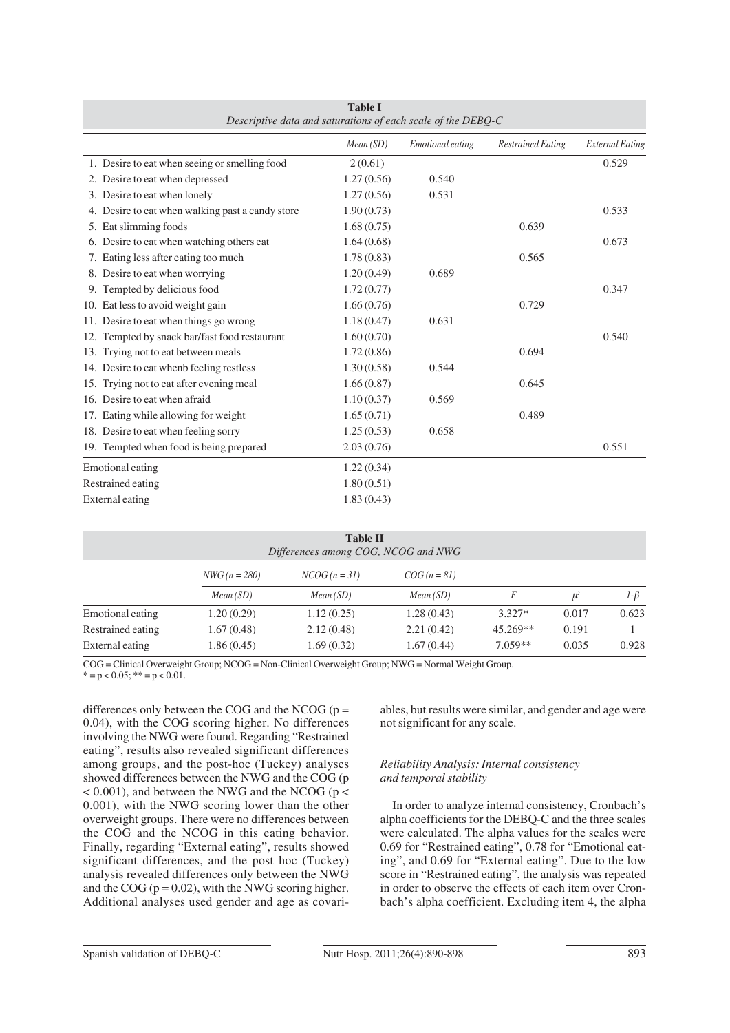**Table I**
*Descriptive data and saturations of each scale of the DEBQ-C*

| | Mean (SD) | Emotional eating | Restrained Eating | External Eating |
|---|---|---|---|---|
| 1. Desire to eat when seeing or smelling food | 2 (0.61) | | | 0.529 |
| 2. Desire to eat when depressed | 1.27 (0.56) | 0.540 | | |
| 3. Desire to eat when lonely | 1.27 (0.56) | 0.531 | | |
| 4. Desire to eat when walking past a candy store | 1.90 (0.73) | | | 0.533 |
| 5. Eat slimming foods | 1.68 (0.75) | | 0.639 | |
| 6. Desire to eat when watching others eat | 1.64 (0.68) | | | 0.673 |
| 7. Eating less after eating too much | 1.78 (0.83) | | 0.565 | |
| 8. Desire to eat when worrying | 1.20 (0.49) | 0.689 | | |
| 9. Tempted by delicious food | 1.72 (0.77) | | | 0.347 |
| 10. Eat less to avoid weight gain | 1.66 (0.76) | | 0.729 | |
| 11. Desire to eat when things go wrong | 1.18 (0.47) | 0.631 | | |
| 12. Tempted by snack bar/fast food restaurant | 1.60 (0.70) | | | 0.540 |
| 13. Trying not to eat between meals | 1.72 (0.86) | | 0.694 | |
| 14. Desire to eat whenb feeling restless | 1.30 (0.58) | 0.544 | | |
| 15. Trying not to eat after evening meal | 1.66 (0.87) | | 0.645 | |
| 16. Desire to eat when afraid | 1.10 (0.37) | 0.569 | | |
| 17. Eating while allowing for weight | 1.65 (0.71) | | 0.489 | |
| 18. Desire to eat when feeling sorry | 1.25 (0.53) | 0.658 | | |
| 19. Tempted when food is being prepared | 2.03 (0.76) | | | 0.551 |
| Emotional eating | 1.22 (0.34) | | | |
| Restrained eating | 1.80 (0.51) | | | |
| External eating | 1.83 (0.43) | | | |

**Table II**
*Differences among COG, NCOG and NWG*

| | NWG (n = 280) | NCOG (n = 31) | COG (n = 81) | | | |
|---|---|---|---|---|---|---|
| | Mean (SD) | Mean (SD) | Mean (SD) | F | $\mu^2$ | $1\text{-}\beta$ |
| Emotional eating | 1.20 (0.29) | 1.12 (0.25) | 1.28 (0.43) | 3.327* | 0.017 | 0.623 |
| Restrained eating | 1.67 (0.48) | 2.12 (0.48) | 2.21 (0.42) | 45.269** | 0.191 | 1 |
| External eating | 1.86 (0.45) | 1.69 (0.32) | 1.67 (0.44) | 7.059** | 0.035 | 0.928 |

COG = Clinical Overweight Group; NCOG = Non-Clinical Overweight Group; NWG = Normal Weight Group.
* = $p < 0.05$; ** = $p < 0.01$.

differences only between the COG and the NCOG ($p = 0.04$), with the COG scoring higher. No differences involving the NWG were found. Regarding "Restrained eating", results also revealed significant differences among groups, and the post-hoc (Tuckey) analyses showed differences between the NWG and the COG ($p < 0.001$), and between the NWG and the NCOG ($p < 0.001$), with the NWG scoring lower than the other overweight groups. There were no differences between the COG and the NCOG in this eating behavior. Finally, regarding "External eating", results showed significant differences, and the post hoc (Tuckey) analysis revealed differences only between the NWG and the COG ($p = 0.02$), with the NWG scoring higher. Additional analyses used gender and age as covariables, but results were similar, and gender and age were not significant for any scale.

### *Reliability Analysis: Internal consistency and temporal stability*

In order to analyze internal consistency, Cronbach's alpha coefficients for the DEBQ-C and the three scales were calculated. The alpha values for the scales were 0.69 for "Restrained eating", 0.78 for "Emotional eating", and 0.69 for "External eating". Due to the low score in "Restrained eating", the analysis was repeated in order to observe the effects of each item over Cronbach's alpha coefficient. Excluding item 4, the alpha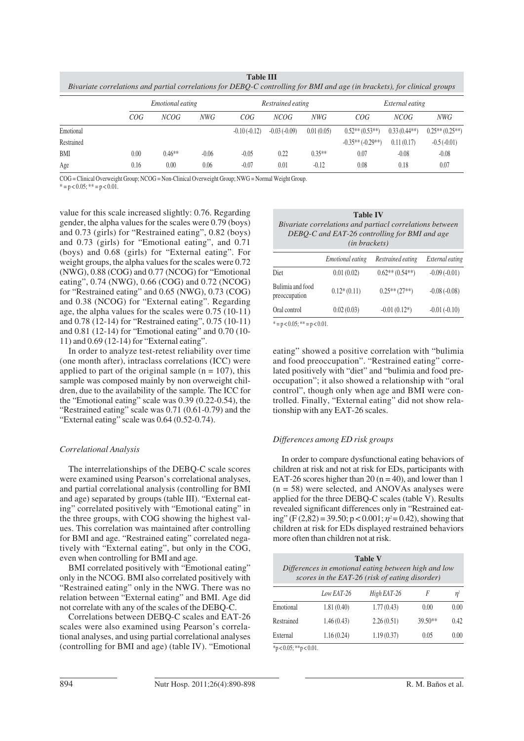**Table III**
*Bivariate correlations and partial correlations for DEBQ-C controlling for BMI and age (in brackets), for clinical groups*

| | *Emotional eating* | | | *Restrained eating* | | | *External eating* | | |
|---|---|---|---|---|---|---|---|---|---|
| | *COG* | *NCOG* | *NWG* | *COG* | *NCOG* | *NWG* | *COG* | *NCOG* | *NWG* |
| Emotional | | | | -0.10 (-0.12) | -0.03 (-0.09) | 0.01 (0.05) | 0.52** (0.53**) | 0.33 (0.44**) | 0.25** (0.25**) |
| Restrained | | | | | | | -0.35** (-0.29**) | 0.11 (0.17) | -0.5 (-0.01) |
| BMI | 0.00 | 0.46** | -0.06 | -0.05 | 0.22 | 0.35** | 0.07 | -0.08 | -0.08 |
| Age | 0.16 | 0.00 | 0.06 | -0.07 | 0.01 | -0.12 | 0.08 | 0.18 | 0.07 |

COG = Clinical Overweight Group; NCOG = Non-Clinical Overweight Group; NWG = Normal Weight Group.
* = p < 0.05; ** = p < 0.01.

value for this scale increased slightly: 0.76. Regarding gender, the alpha values for the scales were 0.79 (boys) and 0.73 (girls) for "Restrained eating", 0.82 (boys) and 0.73 (girls) for "Emotional eating", and 0.71 (boys) and 0.68 (girls) for "External eating". For weight groups, the alpha values for the scales were 0.72 (NWG), 0.88 (COG) and 0.77 (NCOG) for "Emotional eating", 0.74 (NWG), 0.66 (COG) and 0.72 (NCOG) for "Restrained eating" and 0.65 (NWG), 0.73 (COG) and 0.38 (NCOG) for "External eating". Regarding age, the alpha values for the scales were 0.75 (10-11) and 0.78 (12-14) for "Restrained eating", 0.75 (10-11) and 0.81 (12-14) for "Emotional eating" and 0.70 (10-11) and 0.69 (12-14) for "External eating".

In order to analyze test-retest reliability over time (one month after), intraclass correlations (ICC) were applied to part of the original sample (n = 107), this sample was composed mainly by non overweight children, due to the availability of the sample. The ICC for the "Emotional eating" scale was 0.39 (0.22-0.54), the "Restrained eating" scale was 0.71 (0.61-0.79) and the "External eating" scale was 0.64 (0.52-0.74).

### *Correlational Analysis*

The interrelationships of the DEBQ-C scale scores were examined using Pearson's correlational analyses, and partial correlational analysis (controlling for BMI and age) separated by groups (table III). "External eating" correlated positively with "Emotional eating" in the three groups, with COG showing the highest values. This correlation was maintained after controlling for BMI and age. "Restrained eating" correlated negatively with "External eating", but only in the COG, even when controlling for BMI and age.

BMI correlated positively with "Emotional eating" only in the NCOG. BMI also correlated positively with "Restrained eating" only in the NWG. There was no relation between "External eating" and BMI. Age did not correlate with any of the scales of the DEBQ-C.

Correlations between DEBQ-C scales and EAT-26 scales were also examined using Pearson's correlational analyses, and using partial correlational analyses (controlling for BMI and age) (table IV). "Emotional eating" showed a positive correlation with "bulimia and food preoccupation". "Restrained eating" correlated positively with "diet" and "bulimia and food preoccupation"; it also showed a relationship with "oral control", though only when age and BMI were controlled. Finally, "External eating" did not show relationship with any EAT-26 scales.

**Table IV**
*Bivariate correlations and partiacl correlations between DEBQ-C and EAT-26 controlling for BMI and age (in brackets)*

| | *Emotional eating* | *Restrained eating* | *External eating* |
|---|---|---|---|
| Diet | 0.01 (0.02) | 0.62** (0.54**) | -0.09 (-0.01) |
| Bulimia and food preoccupation | 0.12* (0.11) | 0.25** (27**) | -0.08 (-0.08) |
| Oral control | 0.02 (0.03) | -0.01 (0.12*) | -0.01 (-0.10) |

* = p < 0.05; ** = p < 0.01.

### *Differences among ED risk groups*

In order to compare dysfunctional eating behaviors of children at risk and not at risk for EDs, participants with EAT-26 scores higher than 20 (n = 40), and lower than 1 (n = 58) were selected, and ANOVAs analyses were applied for the three DEBQ-C scales (table V). Results revealed significant differences only in "Restrained eating" ($F (2,82) = 39.50$; $p < 0.001$; $\eta^2 = 0.42$), showing that children at risk for EDs displayed restrained behaviors more often than children not at risk.

**Table V**
*Differences in emotional eating between high and low scores in the EAT-26 (risk of eating disorder)*

| | *Low EAT-26* | *High EAT-26* | *F* | $\eta^2$ |
|---|---|---|---|---|
| Emotional | 1.81 (0.40) | 1.77 (0.43) | 0.00 | 0.00 |
| Restrained | 1.46 (0.43) | 2.26 (0.51) | 39.50** | 0.42 |
| External | 1.16 (0.24) | 1.19 (0.37) | 0.05 | 0.00 |

*p < 0.05; **p < 0.01.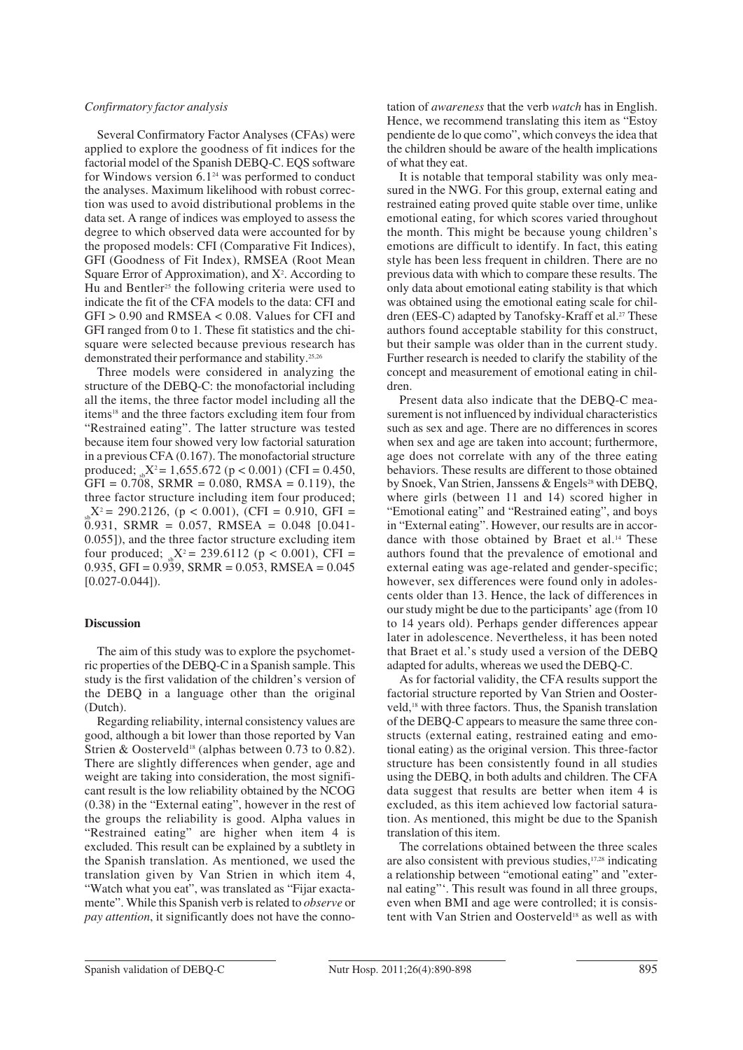*Confirmatory factor analysis*

Several Confirmatory Factor Analyses (CFAs) were applied to explore the goodness of fit indices for the factorial model of the Spanish DEBQ-C. EQS software for Windows version 6.1[24] was performed to conduct the analyses. Maximum likelihood with robust correction was used to avoid distributional problems in the data set. A range of indices was employed to assess the degree to which observed data were accounted for by the proposed models: CFI (Comparative Fit Indices), GFI (Goodness of Fit Index), RMSEA (Root Mean Square Error of Approximation), and $X^2$. According to Hu and Bentler[25] the following criteria were used to indicate the fit of the CFA models to the data: CFI and GFI > 0.90 and RMSEA < 0.08. Values for CFI and GFI ranged from 0 to 1. These fit statistics and the chi-square were selected because previous research has demonstrated their performance and stability.[25,26]

Three models were considered in analyzing the structure of the DEBQ-C: the monofactorial including all the items, the three factor model including all the items[18] and the three factors excluding item four from "Restrained eating". The latter structure was tested because item four showed very low factorial saturation in a previous CFA (0.167). The monofactorial structure produced; ${}_{sb}X^2 = 1{,}655.672$ ($p < 0.001$) (CFI = 0.450, GFI = 0.708, SRMR = 0.080, RMSA = 0.119), the three factor structure including item four produced; ${}_{sb}X^2 = 290.2126$, ($p < 0.001$), (CFI = 0.910, GFI = 0.931, SRMR = 0.057, RMSEA = 0.048 [0.041-0.055]), and the three factor structure excluding item four produced; ${}_{sb}X^2 = 239.6112$ ($p < 0.001$), CFI = 0.935, GFI = 0.939, SRMR = 0.053, RMSEA = 0.045 [0.027-0.044]).

## Discussion

The aim of this study was to explore the psychometric properties of the DEBQ-C in a Spanish sample. This study is the first validation of the children's version of the DEBQ in a language other than the original (Dutch).

Regarding reliability, internal consistency values are good, although a bit lower than those reported by Van Strien & Oosterveld[18] (alphas between 0.73 to 0.82). There are slightly differences when gender, age and weight are taking into consideration, the most significant result is the low reliability obtained by the NCOG (0.38) in the "External eating", however in the rest of the groups the reliability is good. Alpha values in "Restrained eating" are higher when item 4 is excluded. This result can be explained by a subtlety in the Spanish translation. As mentioned, we used the translation given by Van Strien in which item 4, "Watch what you eat", was translated as "Fijar exactamente". While this Spanish verb is related to *observe* or *pay attention*, it significantly does not have the connotation of *awareness* that the verb *watch* has in English. Hence, we recommend translating this item as "Estoy pendiente de lo que como", which conveys the idea that the children should be aware of the health implications of what they eat.

It is notable that temporal stability was only measured in the NWG. For this group, external eating and restrained eating proved quite stable over time, unlike emotional eating, for which scores varied throughout the month. This might be because young children's emotions are difficult to identify. In fact, this eating style has been less frequent in children. There are no previous data with which to compare these results. The only data about emotional eating stability is that which was obtained using the emotional eating scale for children (EES-C) adapted by Tanofsky-Kraff et al.[27] These authors found acceptable stability for this construct, but their sample was older than in the current study. Further research is needed to clarify the stability of the concept and measurement of emotional eating in children.

Present data also indicate that the DEBQ-C measurement is not influenced by individual characteristics such as sex and age. There are no differences in scores when sex and age are taken into account; furthermore, age does not correlate with any of the three eating behaviors. These results are different to those obtained by Snoek, Van Strien, Janssens & Engels[28] with DEBQ, where girls (between 11 and 14) scored higher in "Emotional eating" and "Restrained eating", and boys in "External eating". However, our results are in accordance with those obtained by Braet et al.[14] These authors found that the prevalence of emotional and external eating was age-related and gender-specific; however, sex differences were found only in adolescents older than 13. Hence, the lack of differences in our study might be due to the participants' age (from 10 to 14 years old). Perhaps gender differences appear later in adolescence. Nevertheless, it has been noted that Braet et al.'s study used a version of the DEBQ adapted for adults, whereas we used the DEBQ-C.

As for factorial validity, the CFA results support the factorial structure reported by Van Strien and Oosterveld,[18] with three factors. Thus, the Spanish translation of the DEBQ-C appears to measure the same three constructs (external eating, restrained eating and emotional eating) as the original version. This three-factor structure has been consistently found in all studies using the DEBQ, in both adults and children. The CFA data suggest that results are better when item 4 is excluded, as this item achieved low factorial saturation. As mentioned, this might be due to the Spanish translation of this item.

The correlations obtained between the three scales are also consistent with previous studies,[17,28] indicating a relationship between "emotional eating" and "external eating"'. This result was found in all three groups, even when BMI and age were controlled; it is consistent with Van Strien and Oosterveld[18] as well as with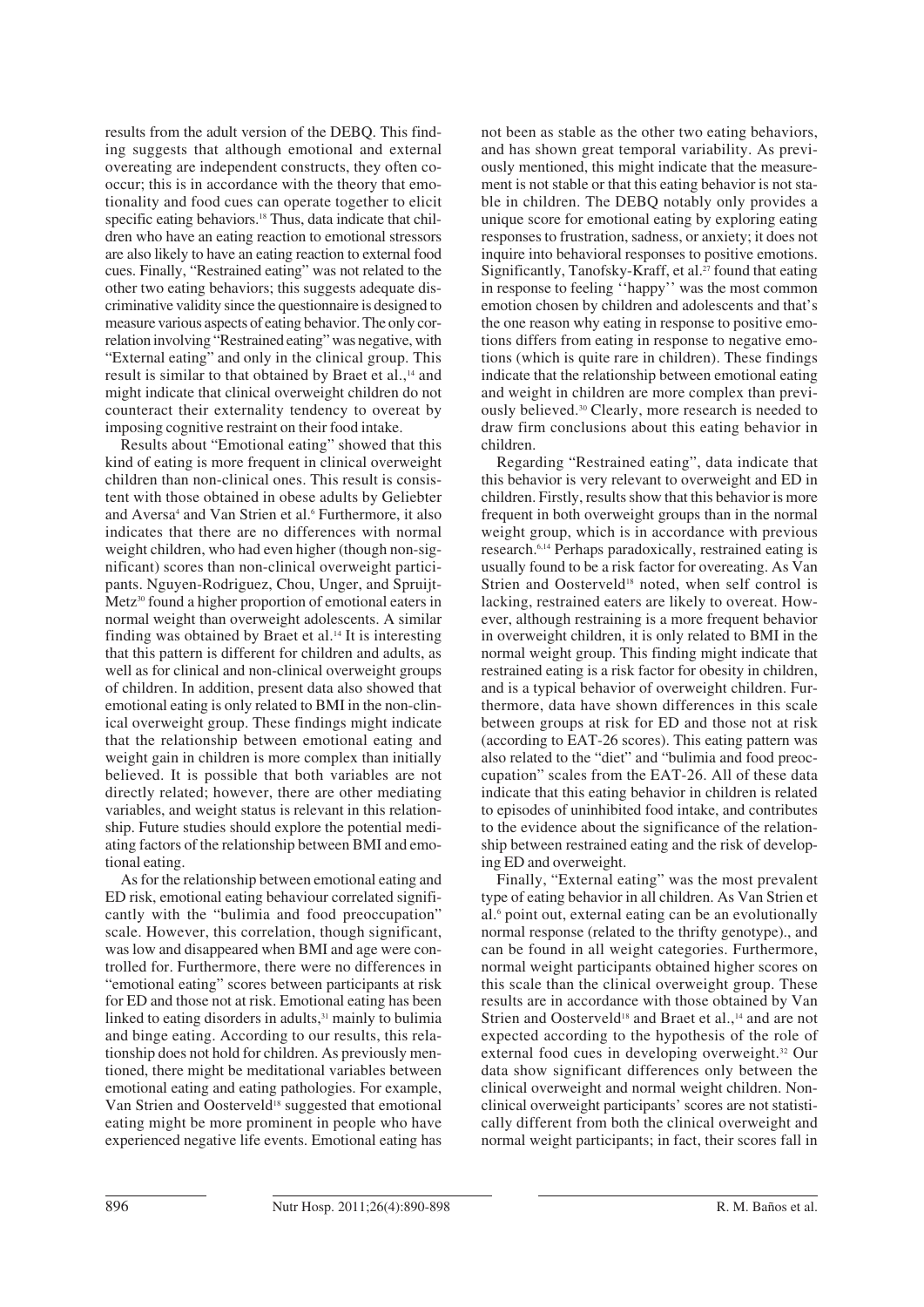results from the adult version of the DEBQ. This finding suggests that although emotional and external overeating are independent constructs, they often co-occur; this is in accordance with the theory that emotionality and food cues can operate together to elicit specific eating behaviors.[18] Thus, data indicate that children who have an eating reaction to emotional stressors are also likely to have an eating reaction to external food cues. Finally, "Restrained eating" was not related to the other two eating behaviors; this suggests adequate discriminative validity since the questionnaire is designed to measure various aspects of eating behavior. The only correlation involving "Restrained eating" was negative, with "External eating" and only in the clinical group. This result is similar to that obtained by Braet et al.,[14] and might indicate that clinical overweight children do not counteract their externality tendency to overeat by imposing cognitive restraint on their food intake.

Results about "Emotional eating" showed that this kind of eating is more frequent in clinical overweight children than non-clinical ones. This result is consistent with those obtained in obese adults by Geliebter and Aversa[4] and Van Strien et al.[6] Furthermore, it also indicates that there are no differences with normal weight children, who had even higher (though non-significant) scores than non-clinical overweight participants. Nguyen-Rodriguez, Chou, Unger, and Spruijt-Metz[30] found a higher proportion of emotional eaters in normal weight than overweight adolescents. A similar finding was obtained by Braet et al.[14] It is interesting that this pattern is different for children and adults, as well as for clinical and non-clinical overweight groups of children. In addition, present data also showed that emotional eating is only related to BMI in the non-clinical overweight group. These findings might indicate that the relationship between emotional eating and weight gain in children is more complex than initially believed. It is possible that both variables are not directly related; however, there are other mediating variables, and weight status is relevant in this relationship. Future studies should explore the potential mediating factors of the relationship between BMI and emotional eating.

As for the relationship between emotional eating and ED risk, emotional eating behaviour correlated significantly with the "bulimia and food preoccupation" scale. However, this correlation, though significant, was low and disappeared when BMI and age were controlled for. Furthermore, there were no differences in "emotional eating" scores between participants at risk for ED and those not at risk. Emotional eating has been linked to eating disorders in adults,[31] mainly to bulimia and binge eating. According to our results, this relationship does not hold for children. As previously mentioned, there might be meditational variables between emotional eating and eating pathologies. For example, Van Strien and Oosterveld[18] suggested that emotional eating might be more prominent in people who have experienced negative life events. Emotional eating has not been as stable as the other two eating behaviors, and has shown great temporal variability. As previously mentioned, this might indicate that the measurement is not stable or that this eating behavior is not stable in children. The DEBQ notably only provides a unique score for emotional eating by exploring eating responses to frustration, sadness, or anxiety; it does not inquire into behavioral responses to positive emotions. Significantly, Tanofsky-Kraff, et al.[27] found that eating in response to feeling ''happy'' was the most common emotion chosen by children and adolescents and that's the one reason why eating in response to positive emotions differs from eating in response to negative emotions (which is quite rare in children). These findings indicate that the relationship between emotional eating and weight in children are more complex than previously believed.[30] Clearly, more research is needed to draw firm conclusions about this eating behavior in children.

Regarding "Restrained eating", data indicate that this behavior is very relevant to overweight and ED in children. Firstly, results show that this behavior is more frequent in both overweight groups than in the normal weight group, which is in accordance with previous research.[6,14] Perhaps paradoxically, restrained eating is usually found to be a risk factor for overeating. As Van Strien and Oosterveld[18] noted, when self control is lacking, restrained eaters are likely to overeat. However, although restraining is a more frequent behavior in overweight children, it is only related to BMI in the normal weight group. This finding might indicate that restrained eating is a risk factor for obesity in children, and is a typical behavior of overweight children. Furthermore, data have shown differences in this scale between groups at risk for ED and those not at risk (according to EAT-26 scores). This eating pattern was also related to the "diet" and "bulimia and food preoccupation" scales from the EAT-26. All of these data indicate that this eating behavior in children is related to episodes of uninhibited food intake, and contributes to the evidence about the significance of the relationship between restrained eating and the risk of developing ED and overweight.

Finally, "External eating" was the most prevalent type of eating behavior in all children. As Van Strien et al.[6] point out, external eating can be an evolutionally normal response (related to the thrifty genotype)., and can be found in all weight categories. Furthermore, normal weight participants obtained higher scores on this scale than the clinical overweight group. These results are in accordance with those obtained by Van Strien and Oosterveld[18] and Braet et al.,[14] and are not expected according to the hypothesis of the role of external food cues in developing overweight.[32] Our data show significant differences only between the clinical overweight and normal weight children. Non-clinical overweight participants' scores are not statistically different from both the clinical overweight and normal weight participants; in fact, their scores fall in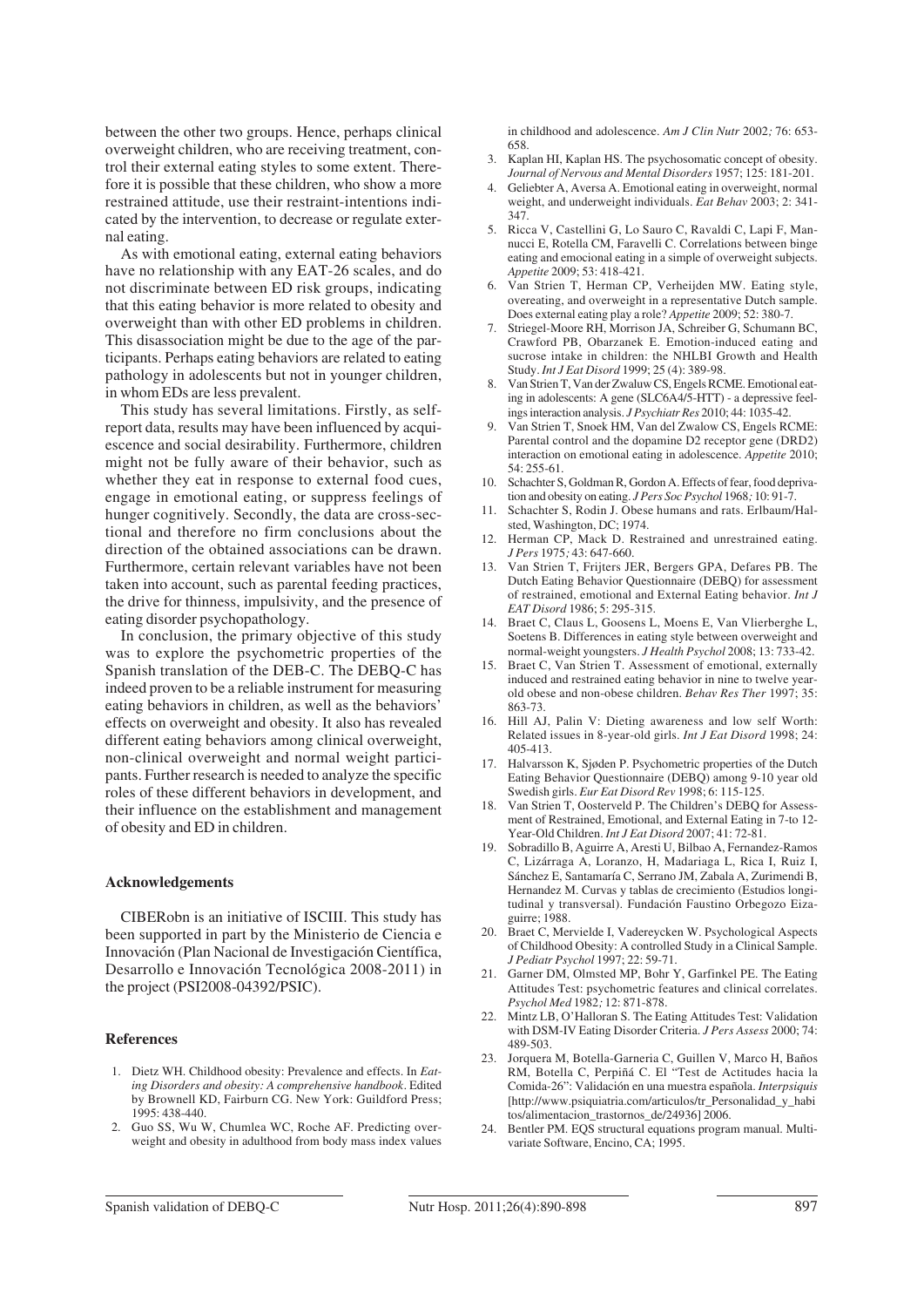between the other two groups. Hence, perhaps clinical overweight children, who are receiving treatment, control their external eating styles to some extent. Therefore it is possible that these children, who show a more restrained attitude, use their restraint-intentions indicated by the intervention, to decrease or regulate external eating.

As with emotional eating, external eating behaviors have no relationship with any EAT-26 scales, and do not discriminate between ED risk groups, indicating that this eating behavior is more related to obesity and overweight than with other ED problems in children. This disassociation might be due to the age of the participants. Perhaps eating behaviors are related to eating pathology in adolescents but not in younger children, in whom EDs are less prevalent.

This study has several limitations. Firstly, as self-report data, results may have been influenced by acquiescence and social desirability. Furthermore, children might not be fully aware of their behavior, such as whether they eat in response to external food cues, engage in emotional eating, or suppress feelings of hunger cognitively. Secondly, the data are cross-sectional and therefore no firm conclusions about the direction of the obtained associations can be drawn. Furthermore, certain relevant variables have not been taken into account, such as parental feeding practices, the drive for thinness, impulsivity, and the presence of eating disorder psychopathology.

In conclusion, the primary objective of this study was to explore the psychometric properties of the Spanish translation of the DEB-C. The DEBQ-C has indeed proven to be a reliable instrument for measuring eating behaviors in children, as well as the behaviors' effects on overweight and obesity. It also has revealed different eating behaviors among clinical overweight, non-clinical overweight and normal weight participants. Further research is needed to analyze the specific roles of these different behaviors in development, and their influence on the establishment and management of obesity and ED in children.

### Acknowledgements

CIBERobn is an initiative of ISCIII. This study has been supported in part by the Ministerio de Ciencia e Innovación (Plan Nacional de Investigación Científica, Desarrollo e Innovación Tecnológica 2008-2011) in the project (PSI2008-04392/PSIC).

### References

1. Dietz WH. Childhood obesity: Prevalence and effects. In *Eating Disorders and obesity: A comprehensive handbook*. Edited by Brownell KD, Fairburn CG. New York: Guildford Press; 1995: 438-440.
2. Guo SS, Wu W, Chumlea WC, Roche AF. Predicting overweight and obesity in adulthood from body mass index values in childhood and adolescence. *Am J Clin Nutr* 2002*;* 76: 653-658.
3. Kaplan HI, Kaplan HS. The psychosomatic concept of obesity. *Journal of Nervous and Mental Disorders* 1957; 125: 181-201.
4. Geliebter A, Aversa A. Emotional eating in overweight, normal weight, and underweight individuals. *Eat Behav* 2003; 2: 341-347.
5. Ricca V, Castellini G, Lo Sauro C, Ravaldi C, Lapi F, Mannucci E, Rotella CM, Faravelli C. Correlations between binge eating and emocional eating in a simple of overweight subjects. *Appetite* 2009; 53: 418-421.
6. Van Strien T, Herman CP, Verheijden MW. Eating style, overeating, and overweight in a representative Dutch sample. Does external eating play a role? *Appetite* 2009; 52: 380-7.
7. Striegel-Moore RH, Morrison JA, Schreiber G, Schumann BC, Crawford PB, Obarzanek E. Emotion-induced eating and sucrose intake in children: the NHLBI Growth and Health Study. *Int J Eat Disord* 1999; 25 (4): 389-98.
8. Van Strien T, Van der Zwaluw CS, Engels RCME. Emotional eating in adolescents: A gene (SLC6A4/5-HTT) - a depressive feelings interaction analysis. *J Psychiatr Res* 2010; 44: 1035-42.
9. Van Strien T, Snoek HM, Van del Zwalow CS, Engels RCME: Parental control and the dopamine D2 receptor gene (DRD2) interaction on emotional eating in adolescence. *Appetite* 2010; 54: 255-61.
10. Schachter S, Goldman R, Gordon A. Effects of fear, food deprivation and obesity on eating. *J Pers Soc Psychol* 1968*;* 10: 91-7.
11. Schachter S, Rodin J. Obese humans and rats. Erlbaum/Halsted, Washington, DC; 1974.
12. Herman CP, Mack D. Restrained and unrestrained eating. *J Pers* 1975*;* 43: 647-660.
13. Van Strien T, Frijters JER, Bergers GPA, Defares PB. The Dutch Eating Behavior Questionnaire (DEBQ) for assessment of restrained, emotional and External Eating behavior. *Int J EAT Disord* 1986; 5: 295-315.
14. Braet C, Claus L, Goosens L, Moens E, Van Vlierberghe L, Soetens B. Differences in eating style between overweight and normal-weight youngsters. *J Health Psychol* 2008; 13: 733-42.
15. Braet C, Van Strien T. Assessment of emotional, externally induced and restrained eating behavior in nine to twelve year-old obese and non-obese children. *Behav Res Ther* 1997; 35: 863-73.
16. Hill AJ, Palin V: Dieting awareness and low self Worth: Related issues in 8-year-old girls. *Int J Eat Disord* 1998; 24: 405-413.
17. Halvarsson K, Sjøden P. Psychometric properties of the Dutch Eating Behavior Questionnaire (DEBQ) among 9-10 year old Swedish girls. *Eur Eat Disord Rev* 1998; 6: 115-125.
18. Van Strien T, Oosterveld P. The Children's DEBQ for Assessment of Restrained, Emotional, and External Eating in 7-to 12-Year-Old Children. *Int J Eat Disord* 2007; 41: 72-81.
19. Sobradillo B, Aguirre A, Aresti U, Bilbao A, Fernandez-Ramos C, Lizárraga A, Loranzo, H, Madariaga L, Rica I, Ruiz I, Sánchez E, Santamaría C, Serrano JM, Zabala A, Zurimendi B, Hernandez M. Curvas y tablas de crecimiento (Estudios longitudinal y transversal). Fundación Faustino Orbegozo Eizaguirre; 1988.
20. Braet C, Mervielde I, Vadereycken W. Psychological Aspects of Childhood Obesity: A controlled Study in a Clinical Sample. *J Pediatr Psychol* 1997; 22: 59-71.
21. Garner DM, Olmsted MP, Bohr Y, Garfinkel PE. The Eating Attitudes Test: psychometric features and clinical correlates. *Psychol Med* 1982*;* 12: 871-878.
22. Mintz LB, O'Halloran S. The Eating Attitudes Test: Validation with DSM-IV Eating Disorder Criteria. *J Pers Assess* 2000; 74: 489-503.
23. Jorquera M, Botella-Garneria C, Guillen V, Marco H, Baños RM, Botella C, Perpiñá C. El "Test de Actitudes hacia la Comida-26": Validación en una muestra española. *Interpsiquis* [http://www.psiquiatria.com/articulos/tr_Personalidad_y_habitos/alimentacion_trastornos_de/24936] 2006.
24. Bentler PM. EQS structural equations program manual. Multivariate Software, Encino, CA; 1995.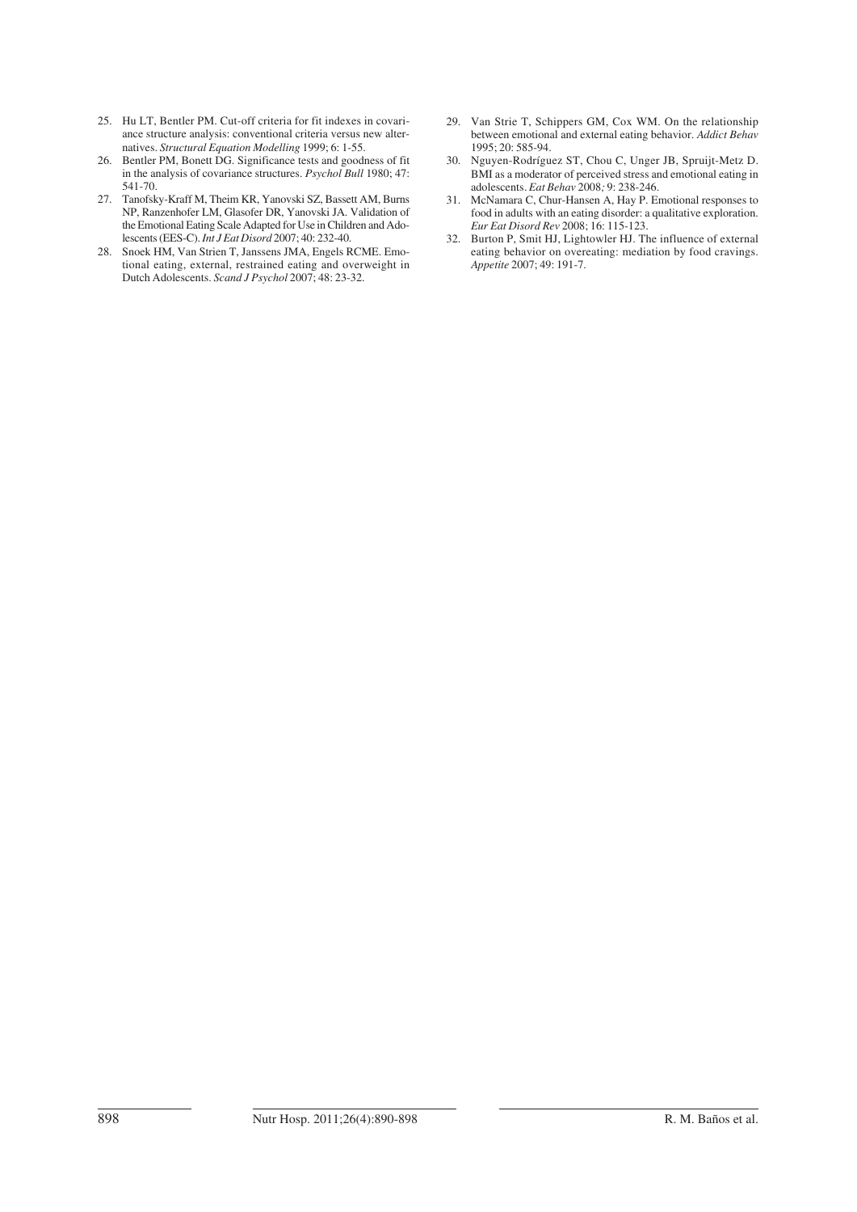25. Hu LT, Bentler PM. Cut-off criteria for fit indexes in covariance structure analysis: conventional criteria versus new alternatives. *Structural Equation Modelling* 1999; 6: 1-55.
26. Bentler PM, Bonett DG. Significance tests and goodness of fit in the analysis of covariance structures. *Psychol Bull* 1980; 47: 541-70.
27. Tanofsky-Kraff M, Theim KR, Yanovski SZ, Bassett AM, Burns NP, Ranzenhofer LM, Glasofer DR, Yanovski JA. Validation of the Emotional Eating Scale Adapted for Use in Children and Adolescents (EES-C). *Int J Eat Disord* 2007; 40: 232-40.
28. Snoek HM, Van Strien T, Janssens JMA, Engels RCME. Emotional eating, external, restrained eating and overweight in Dutch Adolescents. *Scand J Psychol* 2007; 48: 23-32.
29. Van Strie T, Schippers GM, Cox WM. On the relationship between emotional and external eating behavior. *Addict Behav* 1995; 20: 585-94.
30. Nguyen-Rodríguez ST, Chou C, Unger JB, Spruijt-Metz D. BMI as a moderator of perceived stress and emotional eating in adolescents. *Eat Behav* 2008*;* 9: 238-246.
31. McNamara C, Chur-Hansen A, Hay P. Emotional responses to food in adults with an eating disorder: a qualitative exploration. *Eur Eat Disord Rev* 2008; 16: 115-123.
32. Burton P, Smit HJ, Lightowler HJ. The influence of external eating behavior on overeating: mediation by food cravings. *Appetite* 2007; 49: 191-7.